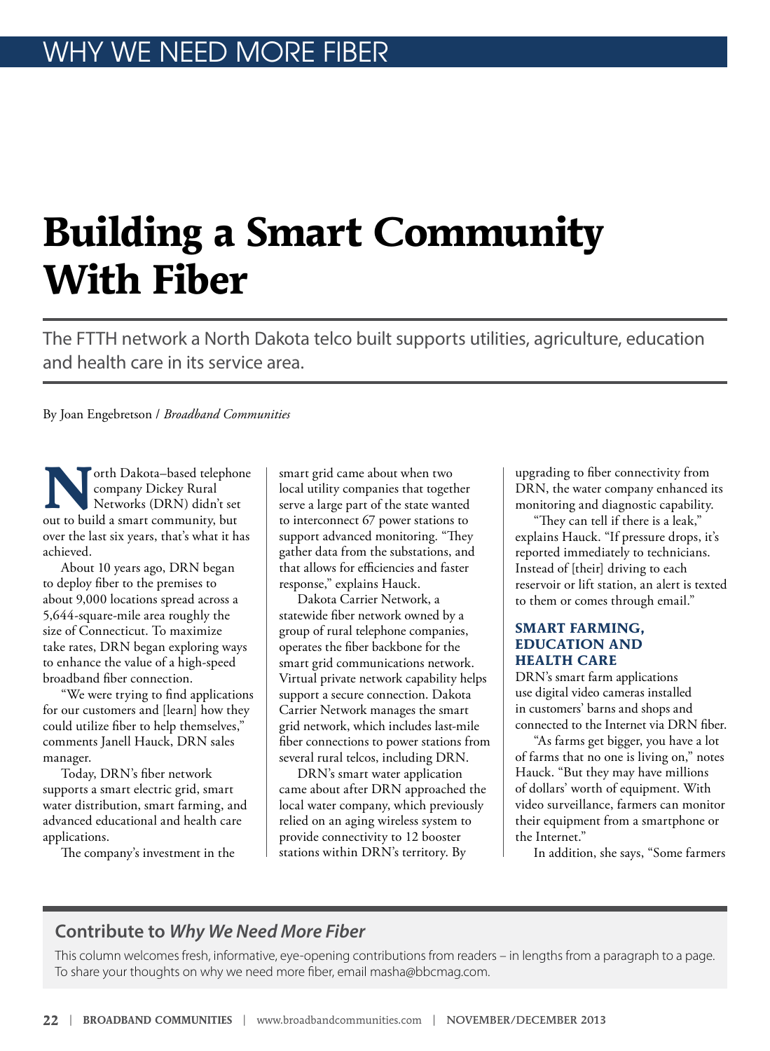WHY WE NEED MORE FIBER

# Building a Smart Community With Fiber

The FTTH network a North Dakota telco built supports utilities, agriculture, education and health care in its service area.

By Joan Engebretson / *Broadband Communities*

North Dakota–based telephone company Dickey Rural Networks (DRN) didn't set out to build a smart community, but over the last six years, that's what it has achieved.

About 10 years ago, DRN began to deploy fiber to the premises to about 9,000 locations spread across a 5,644-square-mile area roughly the size of Connecticut. To maximize take rates, DRN began exploring ways to enhance the value of a high-speed broadband fiber connection.

"We were trying to find applications for our customers and [learn] how they could utilize fiber to help themselves," comments Janell Hauck, DRN sales manager.

Today, DRN's fiber network supports a smart electric grid, smart water distribution, smart farming, and advanced educational and health care applications.

The company's investment in the smart grid came about when two local utility companies that together serve a large part of the state wanted to interconnect 67 power stations to support advanced monitoring. "They gather data from the substations, and that allows for efficiencies and faster response," explains Hauck.

Dakota Carrier Network, a statewide fiber network owned by a group of rural telephone companies, operates the fiber backbone for the smart grid communications network. Virtual private network capability helps support a secure connection. Dakota Carrier Network manages the smart grid network, which includes last-mile fiber connections to power stations from several rural telcos, including DRN.

DRN's smart water application came about after DRN approached the local water company, which previously relied on an aging wireless system to provide connectivity to 12 booster stations within DRN's territory. By upgrading to fiber connectivity from DRN, the water company enhanced its monitoring and diagnostic capability.

"They can tell if there is a leak," explains Hauck. "If pressure drops, it's reported immediately to technicians. Instead of [their] driving to each reservoir or lift station, an alert is texted to them or comes through email."

## SMART FARMING, EDUCATION AND HEALTH CARE

DRN's smart farm applications use digital video cameras installed in customers' barns and shops and connected to the Internet via DRN fiber.

"As farms get bigger, you have a lot of farms that no one is living on," notes Hauck. "But they may have millions of dollars' worth of equipment. With video surveillance, farmers can monitor their equipment from a smartphone or the Internet."

In addition, she says, "Some farmers

---

**Contribute to *Why We Need More Fiber***

This column welcomes fresh, informative, eye-opening contributions from readers – in lengths from a paragraph to a page. To share your thoughts on why we need more fiber, email masha@bbcmag.com.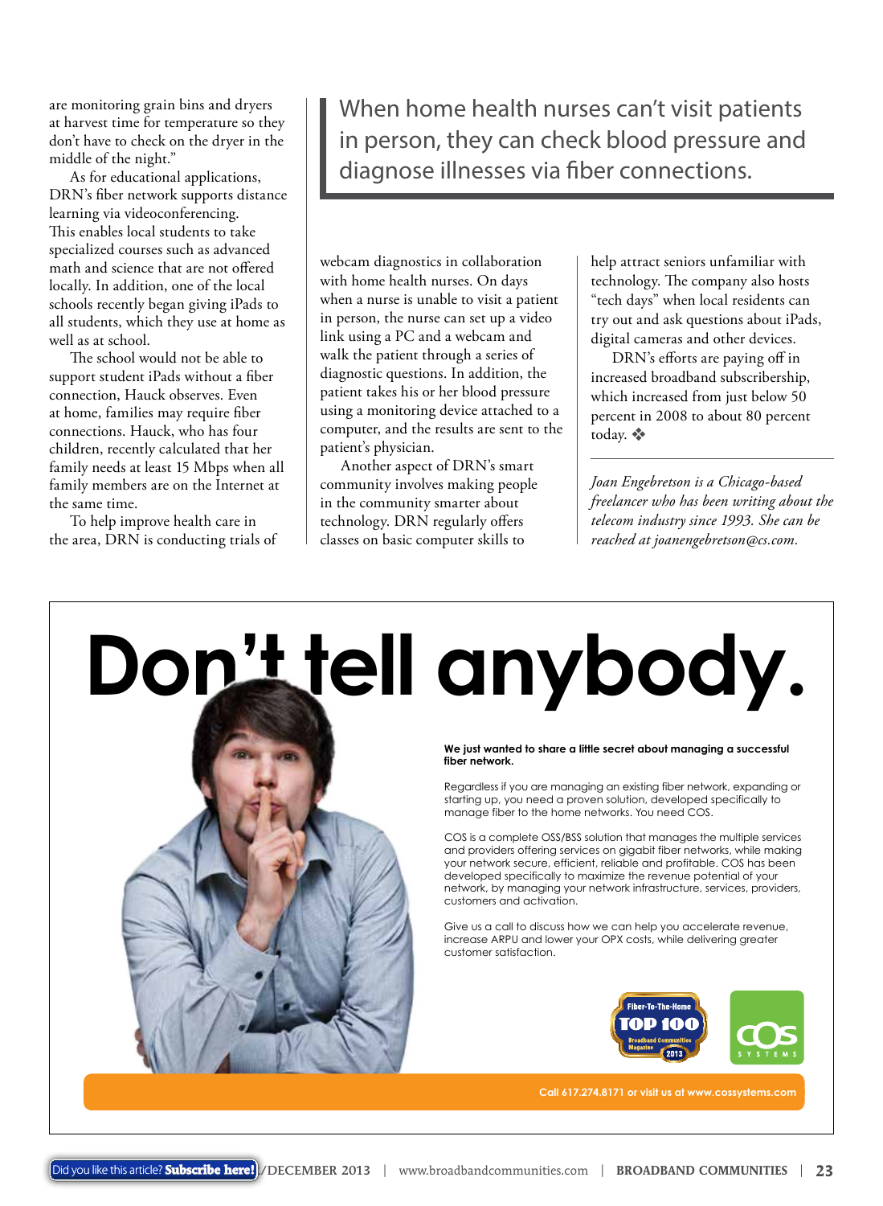are monitoring grain bins and dryers at harvest time for temperature so they don't have to check on the dryer in the middle of the night."

As for educational applications, DRN's fiber network supports distance learning via videoconferencing. This enables local students to take specialized courses such as advanced math and science that are not offered locally. In addition, one of the local schools recently began giving iPads to all students, which they use at home as well as at school.

The school would not be able to support student iPads without a fiber connection, Hauck observes. Even at home, families may require fiber connections. Hauck, who has four children, recently calculated that her family needs at least 15 Mbps when all family members are on the Internet at the same time.

> When home health nurses can't visit patients in person, they can check blood pressure and diagnose illnesses via fiber connections.

To help improve health care in the area, DRN is conducting trials of webcam diagnostics in collaboration with home health nurses. On days when a nurse is unable to visit a patient in person, the nurse can set up a video link using a PC and a webcam and walk the patient through a series of diagnostic questions. In addition, the patient takes his or her blood pressure using a monitoring device attached to a computer, and the results are sent to the patient's physician.

Another aspect of DRN's smart community involves making people in the community smarter about technology. DRN regularly offers classes on basic computer skills to help attract seniors unfamiliar with technology. The company also hosts "tech days" when local residents can try out and ask questions about iPads, digital cameras and other devices.

DRN's efforts are paying off in increased broadband subscribership, which increased from just below 50 percent in 2008 to about 80 percent today. ❖

---

*Joan Engebretson is a Chicago-based freelancer who has been writing about the telecom industry since 1993. She can be reached at joanengebretson@cs.com.*

---

# Don't tell anybody.

**We just wanted to share a little secret about managing a successful fiber network.**

Regardless if you are managing an existing fiber network, expanding or starting up, you need a proven solution, developed specifically to manage fiber to the home networks. You need COS.

COS is a complete OSS/BSS solution that manages the multiple services and providers offering services on gigabit fiber networks, while making your network secure, efficient, reliable and profitable. COS has been developed specifically to maximize the revenue potential of your network, by managing your network infrastructure, services, providers, customers and activation.

Give us a call to discuss how we can help you accelerate revenue, increase ARPU and lower your OPX costs, while delivering greater customer satisfaction.

Fiber-To-The-Home TOP 100 Broadband Communities Magazine 2013

COS SYSTEMS

**Call 617.274.8171 or visit us at www.cossystems.com**